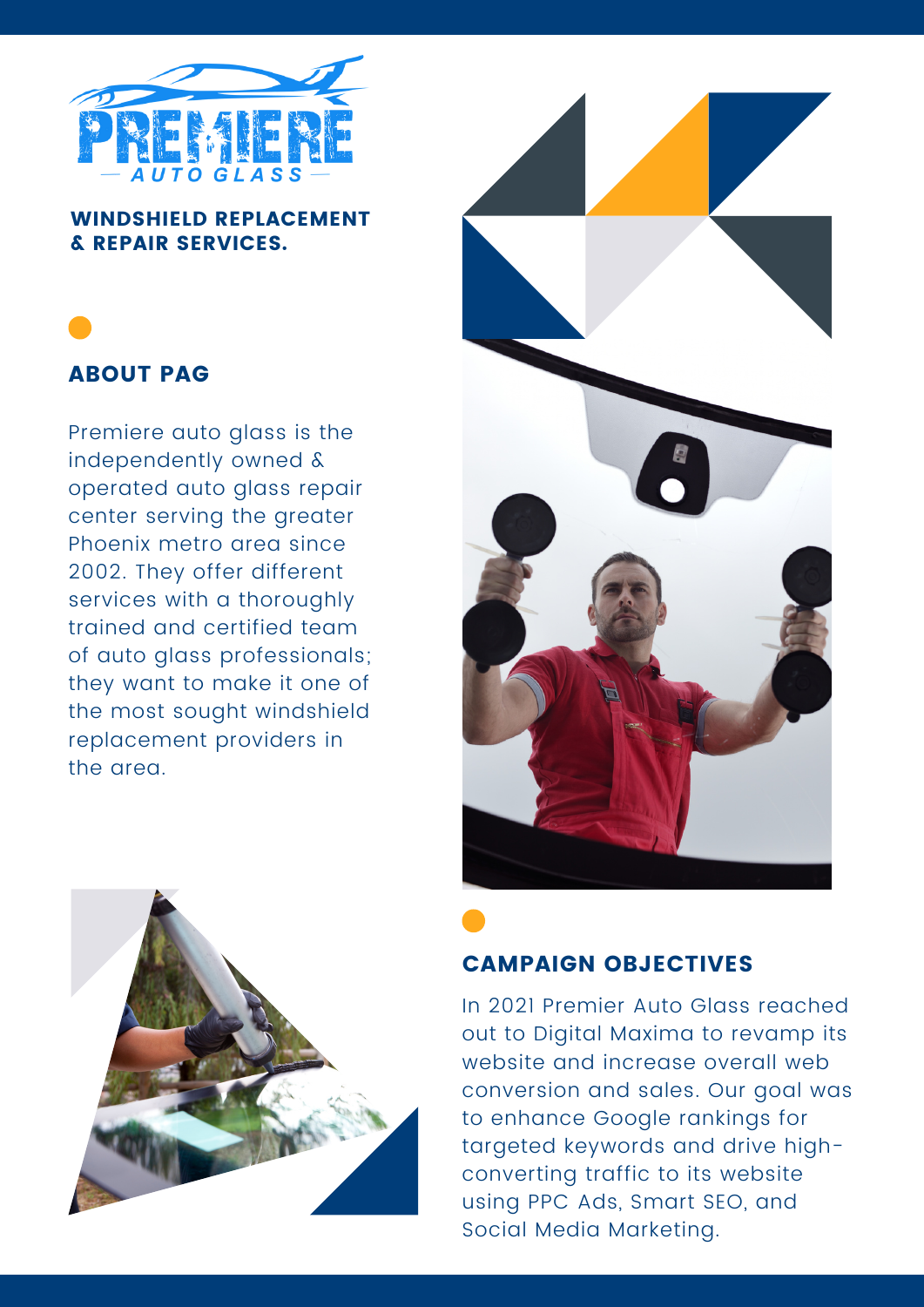PREMIERE AUTO GLASS

**WINDSHIELD REPLACEMENT & REPAIR SERVICES.**

## ABOUT PAG

Premiere auto glass is the independently owned & operated auto glass repair center serving the greater Phoenix metro area since 2002. They offer different services with a thoroughly trained and certified team of auto glass professionals; they want to make it one of the most sought windshield replacement providers in the area.

## CAMPAIGN OBJECTIVES

In 2021 Premier Auto Glass reached out to Digital Maxima to revamp its website and increase overall web conversion and sales. Our goal was to enhance Google rankings for targeted keywords and drive high-converting traffic to its website using PPC Ads, Smart SEO, and Social Media Marketing.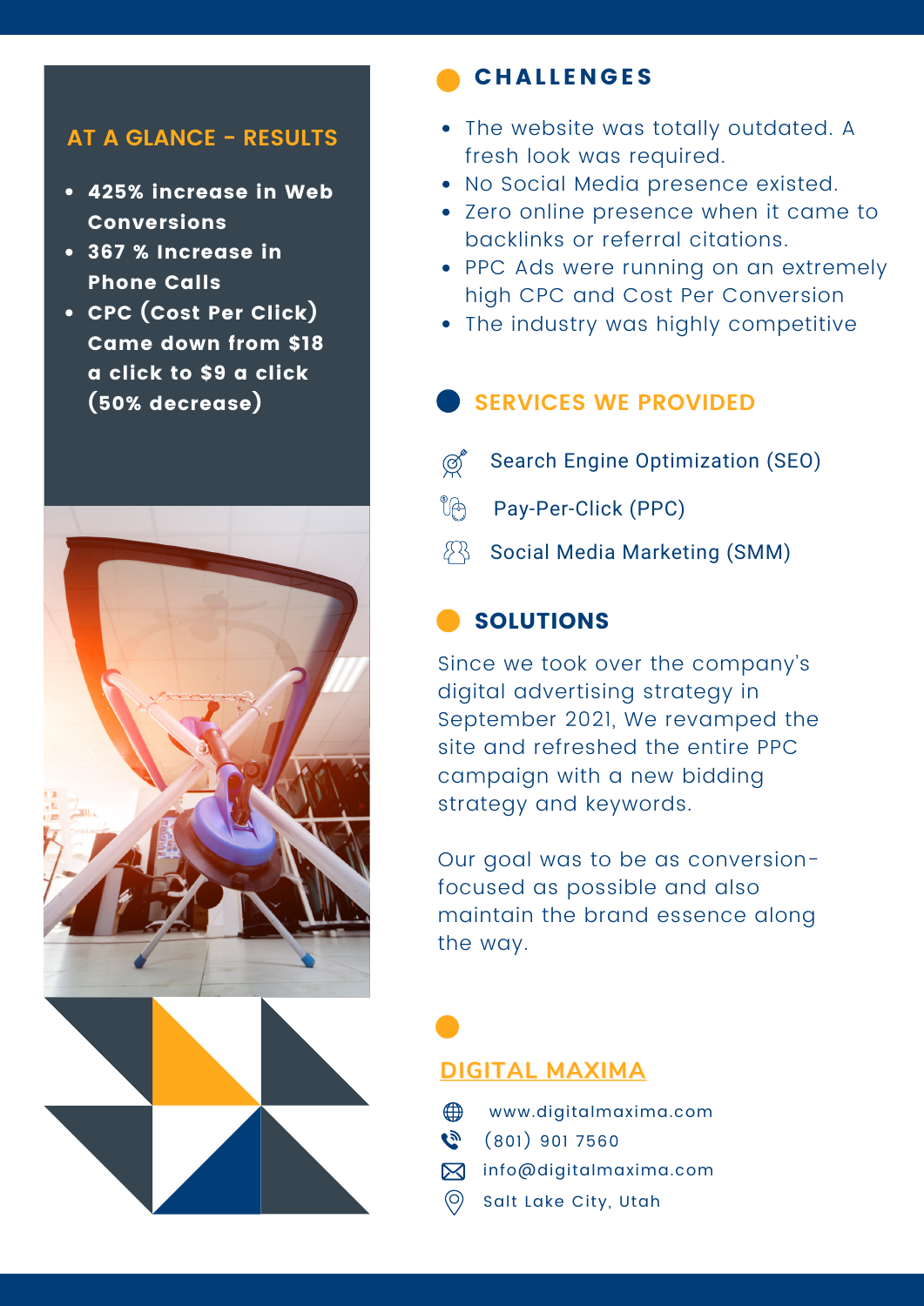## AT A GLANCE - RESULTS

- **425% increase in Web Conversions**
- **367 % Increase in Phone Calls**
- **CPC (Cost Per Click) Came down from $18 a click to $9 a click (50% decrease)**

## CHALLENGES

- The website was totally outdated. A fresh look was required.
- No Social Media presence existed.
- Zero online presence when it came to backlinks or referral citations.
- PPC Ads were running on an extremely high CPC and Cost Per Conversion
- The industry was highly competitive

## SERVICES WE PROVIDED

- Search Engine Optimization (SEO)
- Pay-Per-Click (PPC)
- Social Media Marketing (SMM)

## SOLUTIONS

Since we took over the company's digital advertising strategy in September 2021, We revamped the site and refreshed the entire PPC campaign with a new bidding strategy and keywords.

Our goal was to be as conversion-focused as possible and also maintain the brand essence along the way.

## DIGITAL MAXIMA

- www.digitalmaxima.com
- (801) 901 7560
- info@digitalmaxima.com
- Salt Lake City, Utah